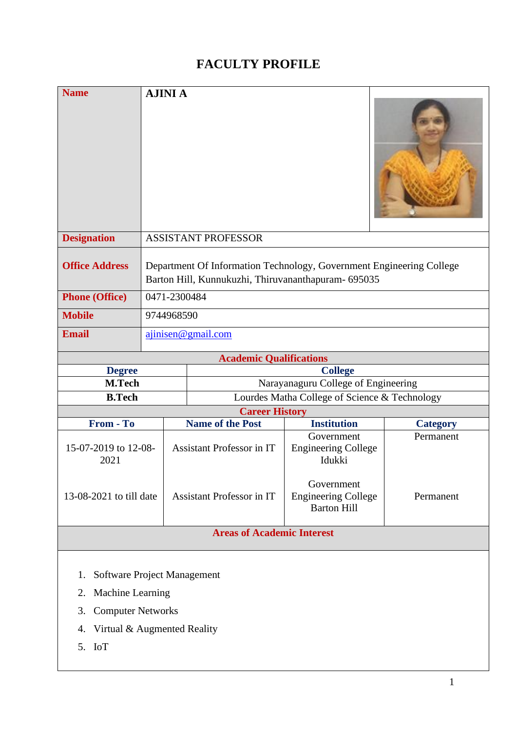# FACULTY PROFILE

| | |
|---|---|
| **Name** | **AJINI A** |
| **Designation** | ASSISTANT PROFESSOR |
| **Office Address** | Department Of Information Technology, Government Engineering College Barton Hill, Kunnukuzhi, Thiruvananthapuram- 695035 |
| **Phone (Office)** | 0471-2300484 |
| **Mobile** | 9744968590 |
| **Email** | ajinisen@gmail.com |

## Academic Qualifications

| Degree | College |
|---|---|
| **M.Tech** | Narayanaguru College of Engineering |
| **B.Tech** | Lourdes Matha College of Science & Technology |

## Career History

| From - To | Name of the Post | Institution | Category |
|---|---|---|---|
| 15-07-2019 to 12-08-2021 | Assistant Professor in IT | Government Engineering College Idukki | Permanent |
| 13-08-2021 to till date | Assistant Professor in IT | Government Engineering College Barton Hill | Permanent |

## Areas of Academic Interest

1. Software Project Management
2. Machine Learning
3. Computer Networks
4. Virtual & Augmented Reality
5. IoT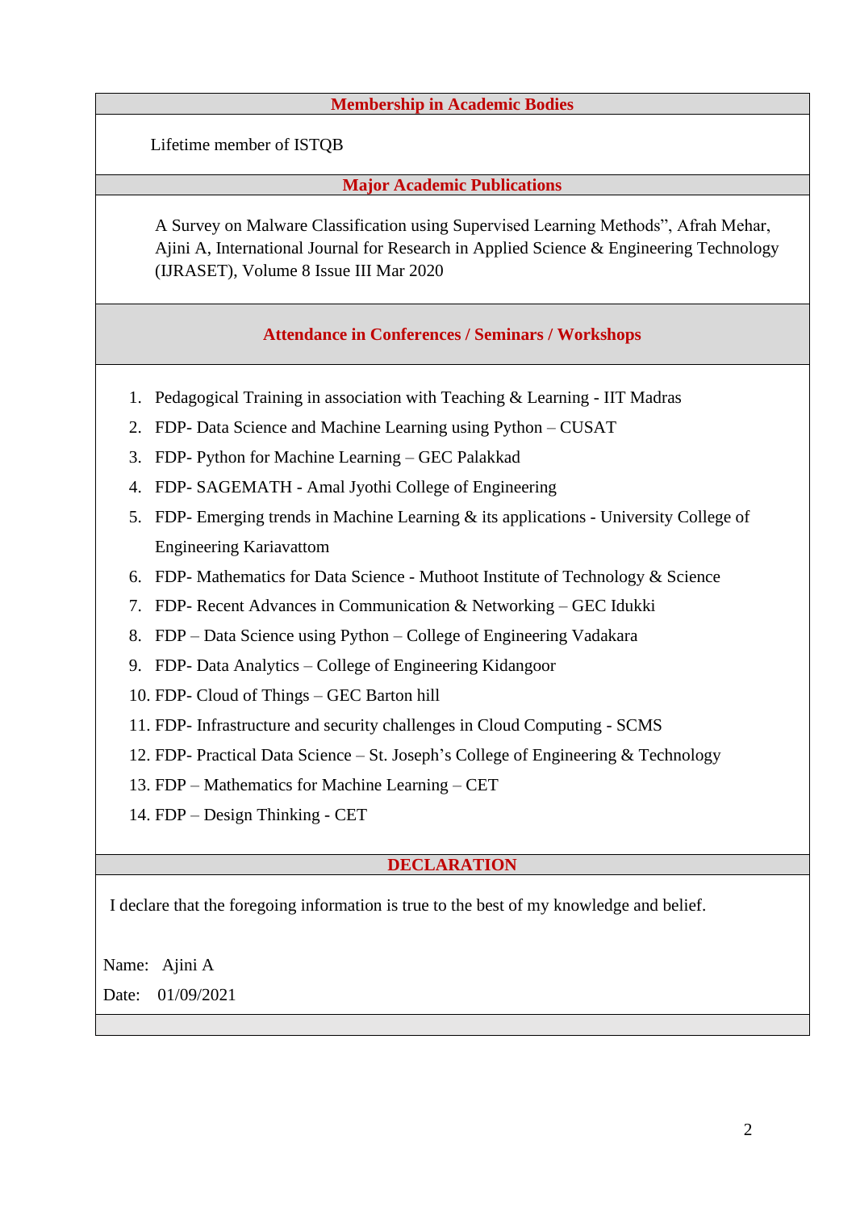## Membership in Academic Bodies

Lifetime member of ISTQB

## Major Academic Publications

A Survey on Malware Classification using Supervised Learning Methods", Afrah Mehar, Ajini A, International Journal for Research in Applied Science & Engineering Technology (IJRASET), Volume 8 Issue III Mar 2020

## Attendance in Conferences / Seminars / Workshops

1. Pedagogical Training in association with Teaching & Learning - IIT Madras
2. FDP- Data Science and Machine Learning using Python – CUSAT
3. FDP- Python for Machine Learning – GEC Palakkad
4. FDP- SAGEMATH - Amal Jyothi College of Engineering
5. FDP- Emerging trends in Machine Learning & its applications - University College of Engineering Kariavattom
6. FDP- Mathematics for Data Science - Muthoot Institute of Technology & Science
7. FDP- Recent Advances in Communication & Networking – GEC Idukki
8. FDP – Data Science using Python – College of Engineering Vadakara
9. FDP- Data Analytics – College of Engineering Kidangoor
10. FDP- Cloud of Things – GEC Barton hill
11. FDP- Infrastructure and security challenges in Cloud Computing - SCMS
12. FDP- Practical Data Science – St. Joseph's College of Engineering & Technology
13. FDP – Mathematics for Machine Learning – CET
14. FDP – Design Thinking - CET

## DECLARATION

I declare that the foregoing information is true to the best of my knowledge and belief.

Name: Ajini A

Date: 01/09/2021